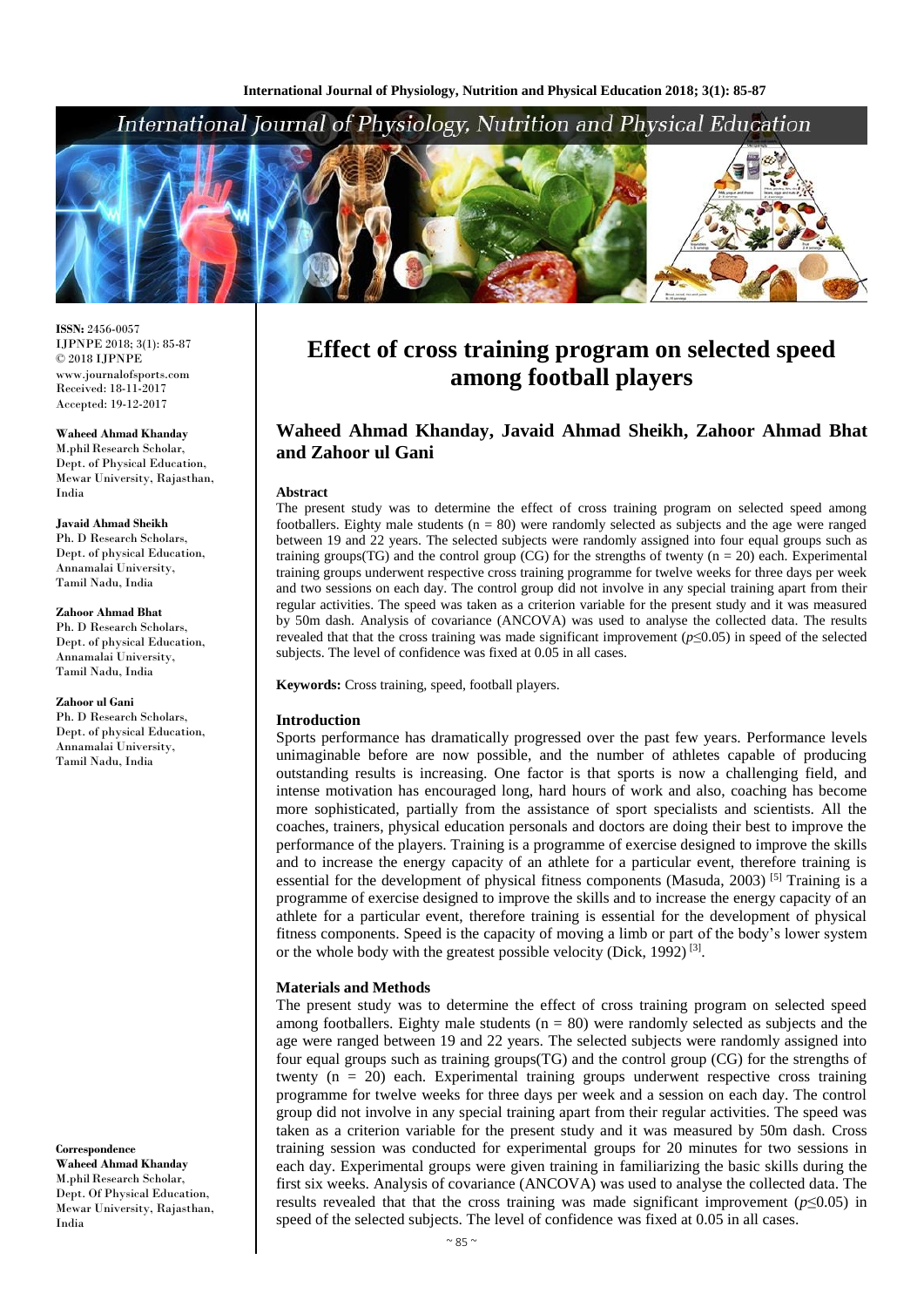**ISSN:** 2456-0057
IJPNPE 2018; 3(1): 85-87
© 2018 IJPNPE
www.journalofsports.com
Received: 18-11-2017
Accepted: 19-12-2017

**Waheed Ahmad Khanday**
M.phil Research Scholar, Dept. of Physical Education, Mewar University, Rajasthan, India

**Javaid Ahmad Sheikh**
Ph. D Research Scholars, Dept. of physical Education, Annamalai University, Tamil Nadu, India

**Zahoor Ahmad Bhat**
Ph. D Research Scholars, Dept. of physical Education, Annamalai University, Tamil Nadu, India

**Zahoor ul Gani**
Ph. D Research Scholars, Dept. of physical Education, Annamalai University, Tamil Nadu, India

**Correspondence**
**Waheed Ahmad Khanday**
M.phil Research Scholar, Dept. Of Physical Education, Mewar University, Rajasthan, India

# Effect of cross training program on selected speed among football players

## Waheed Ahmad Khanday, Javaid Ahmad Sheikh, Zahoor Ahmad Bhat and Zahoor ul Gani

### Abstract

The present study was to determine the effect of cross training program on selected speed among footballers. Eighty male students (n = 80) were randomly selected as subjects and the age were ranged between 19 and 22 years. The selected subjects were randomly assigned into four equal groups such as training groups(TG) and the control group (CG) for the strengths of twenty (n = 20) each. Experimental training groups underwent respective cross training programme for twelve weeks for three days per week and two sessions on each day. The control group did not involve in any special training apart from their regular activities. The speed was taken as a criterion variable for the present study and it was measured by 50m dash. Analysis of covariance (ANCOVA) was used to analyse the collected data. The results revealed that that the cross training was made significant improvement ($p \leq 0.05$) in speed of the selected subjects. The level of confidence was fixed at 0.05 in all cases.

**Keywords:** Cross training, speed, football players.

### Introduction

Sports performance has dramatically progressed over the past few years. Performance levels unimaginable before are now possible, and the number of athletes capable of producing outstanding results is increasing. One factor is that sports is now a challenging field, and intense motivation has encouraged long, hard hours of work and also, coaching has become more sophisticated, partially from the assistance of sport specialists and scientists. All the coaches, trainers, physical education personals and doctors are doing their best to improve the performance of the players. Training is a programme of exercise designed to improve the skills and to increase the energy capacity of an athlete for a particular event, therefore training is essential for the development of physical fitness components (Masuda, 2003) [5] Training is a programme of exercise designed to improve the skills and to increase the energy capacity of an athlete for a particular event, therefore training is essential for the development of physical fitness components. Speed is the capacity of moving a limb or part of the body's lower system or the whole body with the greatest possible velocity (Dick, 1992) [3].

### Materials and Methods

The present study was to determine the effect of cross training program on selected speed among footballers. Eighty male students (n = 80) were randomly selected as subjects and the age were ranged between 19 and 22 years. The selected subjects were randomly assigned into four equal groups such as training groups(TG) and the control group (CG) for the strengths of twenty (n = 20) each. Experimental training groups underwent respective cross training programme for twelve weeks for three days per week and a session on each day. The control group did not involve in any special training apart from their regular activities. The speed was taken as a criterion variable for the present study and it was measured by 50m dash. Cross training session was conducted for experimental groups for 20 minutes for two sessions in each day. Experimental groups were given training in familiarizing the basic skills during the first six weeks. Analysis of covariance (ANCOVA) was used to analyse the collected data. The results revealed that that the cross training was made significant improvement ($p \leq 0.05$) in speed of the selected subjects. The level of confidence was fixed at 0.05 in all cases.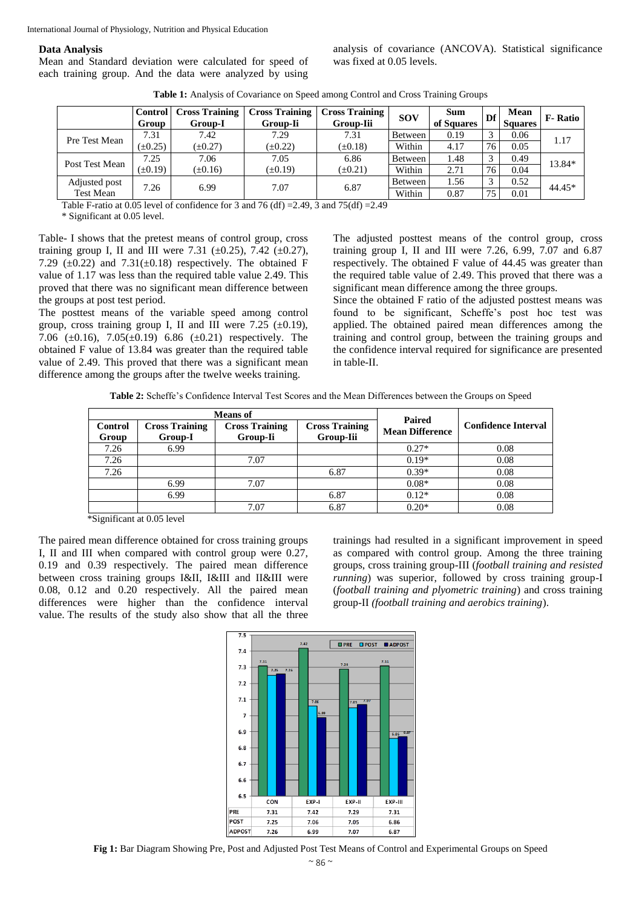### Data Analysis

Mean and Standard deviation were calculated for speed of each training group. And the data were analyzed by using analysis of covariance (ANCOVA). Statistical significance was fixed at 0.05 levels.

**Table 1:** Analysis of Covariance on Speed among Control and Cross Training Groups

| | Control Group | Cross Training Group-I | Cross Training Group-Ii | Cross Training Group-Iii | SOV | Sum of Squares | Df | Mean Squares | F- Ratio |
|---|---|---|---|---|---|---|---|---|---|
| Pre Test Mean | 7.31 (±0.25) | 7.42 (±0.27) | 7.29 (±0.22) | 7.31 (±0.18) | Between | 0.19 | 3 | 0.06 | 1.17 |
| | | | | | Within | 4.17 | 76 | 0.05 | |
| Post Test Mean | 7.25 (±0.19) | 7.06 (±0.16) | 7.05 (±0.19) | 6.86 (±0.21) | Between | 1.48 | 3 | 0.49 | 13.84* |
| | | | | | Within | 2.71 | 76 | 0.04 | |
| Adjusted post Test Mean | 7.26 | 6.99 | 7.07 | 6.87 | Between | 1.56 | 3 | 0.52 | 44.45* |
| | | | | | Within | 0.87 | 75 | 0.01 | |

Table F-ratio at 0.05 level of confidence for 3 and 76 (df) =2.49, 3 and 75(df) =2.49

\* Significant at 0.05 level.

Table- I shows that the pretest means of control group, cross training group I, II and III were 7.31 (±0.25), 7.42 (±0.27), 7.29 (±0.22) and 7.31(±0.18) respectively. The obtained F value of 1.17 was less than the required table value 2.49. This proved that there was no significant mean difference between the groups at post test period.

The posttest means of the variable speed among control group, cross training group I, II and III were 7.25 (±0.19), 7.06 (±0.16), 7.05(±0.19) 6.86 (±0.21) respectively. The obtained F value of 13.84 was greater than the required table value of 2.49. This proved that there was a significant mean difference among the groups after the twelve weeks training.

The adjusted posttest means of the control group, cross training group I, II and III were 7.26, 6.99, 7.07 and 6.87 respectively. The obtained F value of 44.45 was greater than the required table value of 2.49. This proved that there was a significant mean difference among the three groups.

Since the obtained F ratio of the adjusted posttest means was found to be significant, Scheffe's post hoc test was applied. The obtained paired mean differences among the training and control group, between the training groups and the confidence interval required for significance are presented in table-II.

**Table 2:** Scheffe's Confidence Interval Test Scores and the Mean Differences between the Groups on Speed

| Means of | | | | Paired Mean Difference | Confidence Interval |
|---|---|---|---|---|---|
| Control Group | Cross Training Group-I | Cross Training Group-Ii | Cross Training Group-Iii | | |
| 7.26 | 6.99 | | | 0.27* | 0.08 |
| 7.26 | | 7.07 | | 0.19* | 0.08 |
| 7.26 | | | 6.87 | 0.39* | 0.08 |
| | 6.99 | 7.07 | | 0.08* | 0.08 |
| | 6.99 | | 6.87 | 0.12* | 0.08 |
| | | 7.07 | 6.87 | 0.20* | 0.08 |

\*Significant at 0.05 level

The paired mean difference obtained for cross training groups I, II and III when compared with control group were 0.27, 0.19 and 0.39 respectively. The paired mean difference between cross training groups I&II, I&III and II&III were 0.08, 0.12 and 0.20 respectively. All the paired mean differences were higher than the confidence interval value. The results of the study also show that all the three trainings had resulted in a significant improvement in speed as compared with control group. Among the three training groups, cross training group-III (*football training and resisted running*) was superior, followed by cross training group-I (*football training and plyometric training*) and cross training group-II *(football training and aerobics training*).

| | CON | EXP-I | EXP-II | EXP-III |
|---|---|---|---|---|
| PRE | 7.31 | 7.42 | 7.29 | 7.31 |
| POST | 7.25 | 7.06 | 7.05 | 6.86 |
| ADPOST | 7.26 | 6.99 | 7.07 | 6.87 |

**Fig 1:** Bar Diagram Showing Pre, Post and Adjusted Post Test Means of Control and Experimental Groups on Speed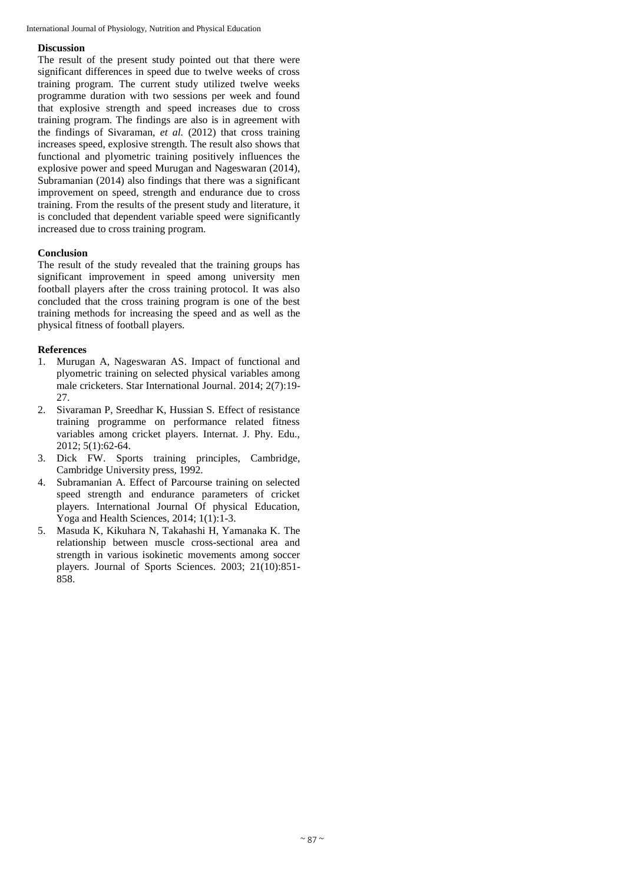## Discussion

The result of the present study pointed out that there were significant differences in speed due to twelve weeks of cross training program. The current study utilized twelve weeks programme duration with two sessions per week and found that explosive strength and speed increases due to cross training program. The findings are also is in agreement with the findings of Sivaraman, *et al.* (2012) that cross training increases speed, explosive strength. The result also shows that functional and plyometric training positively influences the explosive power and speed Murugan and Nageswaran (2014), Subramanian (2014) also findings that there was a significant improvement on speed, strength and endurance due to cross training. From the results of the present study and literature, it is concluded that dependent variable speed were significantly increased due to cross training program.

## Conclusion

The result of the study revealed that the training groups has significant improvement in speed among university men football players after the cross training protocol. It was also concluded that the cross training program is one of the best training methods for increasing the speed and as well as the physical fitness of football players.

## References

1. Murugan A, Nageswaran AS. Impact of functional and plyometric training on selected physical variables among male cricketers. Star International Journal. 2014; 2(7):19-27.
2. Sivaraman P, Sreedhar K, Hussian S. Effect of resistance training programme on performance related fitness variables among cricket players. Internat. J. Phy. Edu., 2012; 5(1):62-64.
3. Dick FW. Sports training principles, Cambridge, Cambridge University press, 1992.
4. Subramanian A. Effect of Parcourse training on selected speed strength and endurance parameters of cricket players. International Journal Of physical Education, Yoga and Health Sciences, 2014; 1(1):1-3.
5. Masuda K, Kikuhara N, Takahashi H, Yamanaka K. The relationship between muscle cross-sectional area and strength in various isokinetic movements among soccer players. Journal of Sports Sciences. 2003; 21(10):851-858.